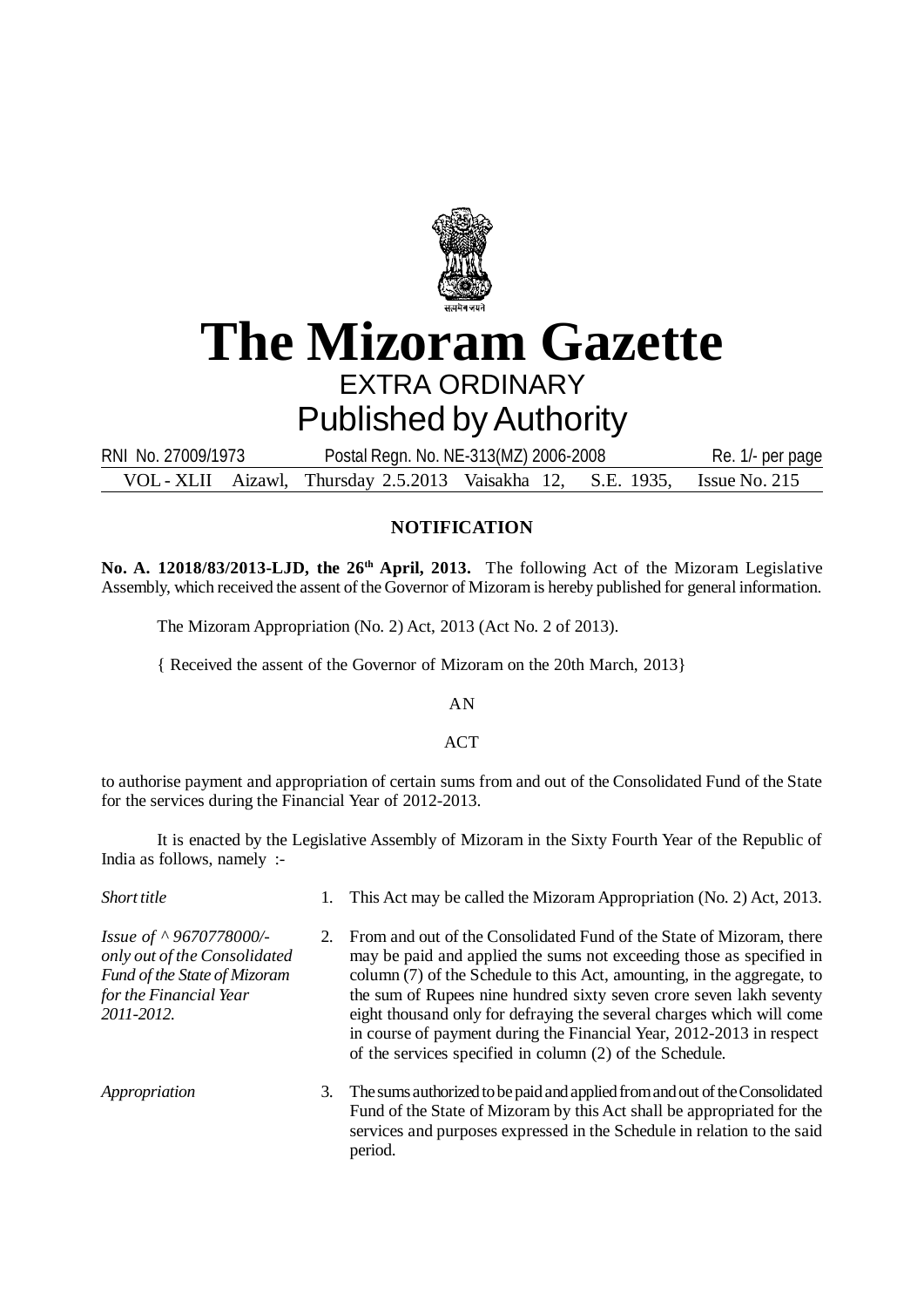# The Mizoram Gazette

EXTRA ORDINARY

Published by Authority

RNI No. 27009/1973 Postal Regn. No. NE-313(MZ) 2006-2008 Re. 1/- per page

VOL - XLII Aizawl, Thursday 2.5.2013 Vaisakha 12, S.E. 1935, Issue No. 215

## NOTIFICATION

**No. A. 12018/83/2013-LJD, the 26th April, 2013.** The following Act of the Mizoram Legislative Assembly, which received the assent of the Governor of Mizoram is hereby published for general information.

The Mizoram Appropriation (No. 2) Act, 2013 (Act No. 2 of 2013).

{ Received the assent of the Governor of Mizoram on the 20th March, 2013}

AN

ACT

to authorise payment and appropriation of certain sums from and out of the Consolidated Fund of the State for the services during the Financial Year of 2012-2013.

It is enacted by the Legislative Assembly of Mizoram in the Sixty Fourth Year of the Republic of India as follows, namely :-

*Short title*

1. This Act may be called the Mizoram Appropriation (No. 2) Act, 2013.

*Issue of ^ 9670778000/- only out of the Consolidated Fund of the State of Mizoram for the Financial Year 2011-2012.*

2. From and out of the Consolidated Fund of the State of Mizoram, there may be paid and applied the sums not exceeding those as specified in column (7) of the Schedule to this Act, amounting, in the aggregate, to the sum of Rupees nine hundred sixty seven crore seven lakh seventy eight thousand only for defraying the several charges which will come in course of payment during the Financial Year, 2012-2013 in respect of the services specified in column (2) of the Schedule.

*Appropriation*

3. The sums authorized to be paid and applied from and out of the Consolidated Fund of the State of Mizoram by this Act shall be appropriated for the services and purposes expressed in the Schedule in relation to the said period.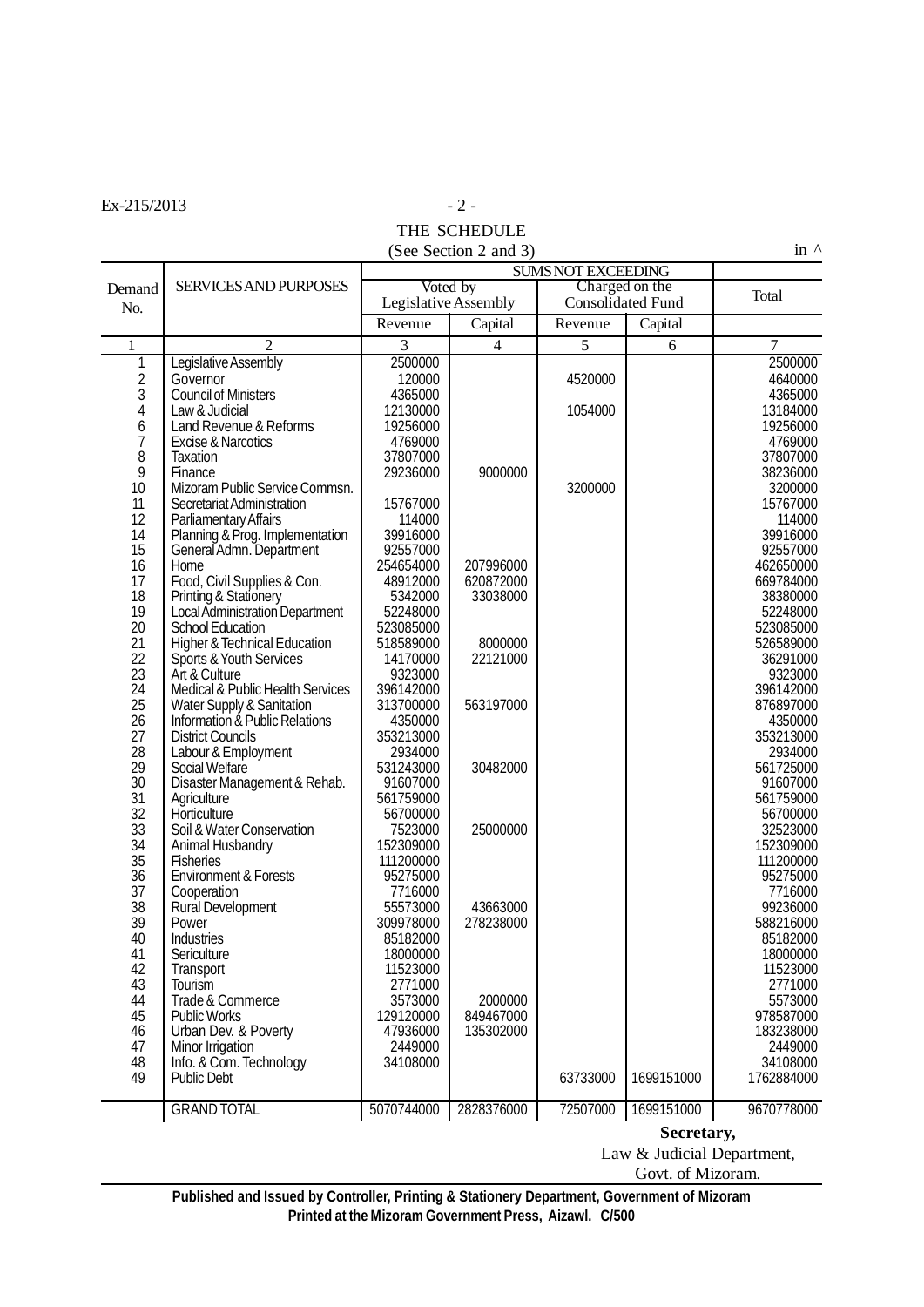Ex-215/2013

# THE SCHEDULE

(See Section 2 and 3)

in ^

| Demand No. | SERVICES AND PURPOSES | SUMS NOT EXCEEDING | | | | Total |
|---|---|---|---|---|---|---|
| | | Voted by Legislative Assembly | | Charged on the Consolidated Fund | | |
| | | Revenue | Capital | Revenue | Capital | |
| 1 | 2 | 3 | 4 | 5 | 6 | 7 |
| 1 | Legislative Assembly | 2500000 | | | | 2500000 |
| 2 | Governor | 120000 | | 4520000 | | 4640000 |
| 3 | Council of Ministers | 4365000 | | | | 4365000 |
| 4 | Law & Judicial | 12130000 | | 1054000 | | 13184000 |
| 6 | Land Revenue & Reforms | 19256000 | | | | 19256000 |
| 7 | Excise & Narcotics | 4769000 | | | | 4769000 |
| 8 | Taxation | 37807000 | | | | 37807000 |
| 9 | Finance | 29236000 | 9000000 | | | 38236000 |
| 10 | Mizoram Public Service Commsn. | | | 3200000 | | 3200000 |
| 11 | Secretariat Administration | 15767000 | | | | 15767000 |
| 12 | Parliamentary Affairs | 114000 | | | | 114000 |
| 14 | Planning & Prog. Implementation | 39916000 | | | | 39916000 |
| 15 | General Admn. Department | 92557000 | | | | 92557000 |
| 16 | Home | 254654000 | 207996000 | | | 462650000 |
| 17 | Food, Civil Supplies & Con. | 48912000 | 620872000 | | | 669784000 |
| 18 | Printing & Stationery | 5342000 | 33038000 | | | 38380000 |
| 19 | Local Administration Department | 52248000 | | | | 52248000 |
| 20 | School Education | 523085000 | | | | 523085000 |
| 21 | Higher & Technical Education | 518589000 | 8000000 | | | 526589000 |
| 22 | Sports & Youth Services | 14170000 | 22121000 | | | 36291000 |
| 23 | Art & Culture | 9323000 | | | | 9323000 |
| 24 | Medical & Public Health Services | 396142000 | | | | 396142000 |
| 25 | Water Supply & Sanitation | 313700000 | 563197000 | | | 876897000 |
| 26 | Information & Public Relations | 4350000 | | | | 4350000 |
| 27 | District Councils | 353213000 | | | | 353213000 |
| 28 | Labour & Employment | 2934000 | | | | 2934000 |
| 29 | Social Welfare | 531243000 | 30482000 | | | 561725000 |
| 30 | Disaster Management & Rehab. | 91607000 | | | | 91607000 |
| 31 | Agriculture | 561759000 | | | | 561759000 |
| 32 | Horticulture | 56700000 | | | | 56700000 |
| 33 | Soil & Water Conservation | 7523000 | 25000000 | | | 32523000 |
| 34 | Animal Husbandry | 152309000 | | | | 152309000 |
| 35 | Fisheries | 111200000 | | | | 111200000 |
| 36 | Environment & Forests | 95275000 | | | | 95275000 |
| 37 | Cooperation | 7716000 | | | | 7716000 |
| 38 | Rural Development | 55573000 | 43663000 | | | 99236000 |
| 39 | Power | 309978000 | 278238000 | | | 588216000 |
| 40 | Industries | 85182000 | | | | 85182000 |
| 41 | Sericulture | 18000000 | | | | 18000000 |
| 42 | Transport | 11523000 | | | | 11523000 |
| 43 | Tourism | 2771000 | | | | 2771000 |
| 44 | Trade & Commerce | 3573000 | 2000000 | | | 5573000 |
| 45 | Public Works | 129120000 | 849467000 | | | 978587000 |
| 46 | Urban Dev. & Poverty | 47936000 | 135302000 | | | 183238000 |
| 47 | Minor Irrigation | 2449000 | | | | 2449000 |
| 48 | Info. & Com. Technology | 34108000 | | | | 34108000 |
| 49 | Public Debt | | | 63733000 | 1699151000 | 1762884000 |
| | GRAND TOTAL | 5070744000 | 2828376000 | 72507000 | 1699151000 | 9670778000 |

**Secretary,**
Law & Judicial Department,
Govt. of Mizoram.

**Published and Issued by Controller, Printing & Stationery Department, Government of Mizoram**
**Printed at the Mizoram Government Press, Aizawl. C/500**